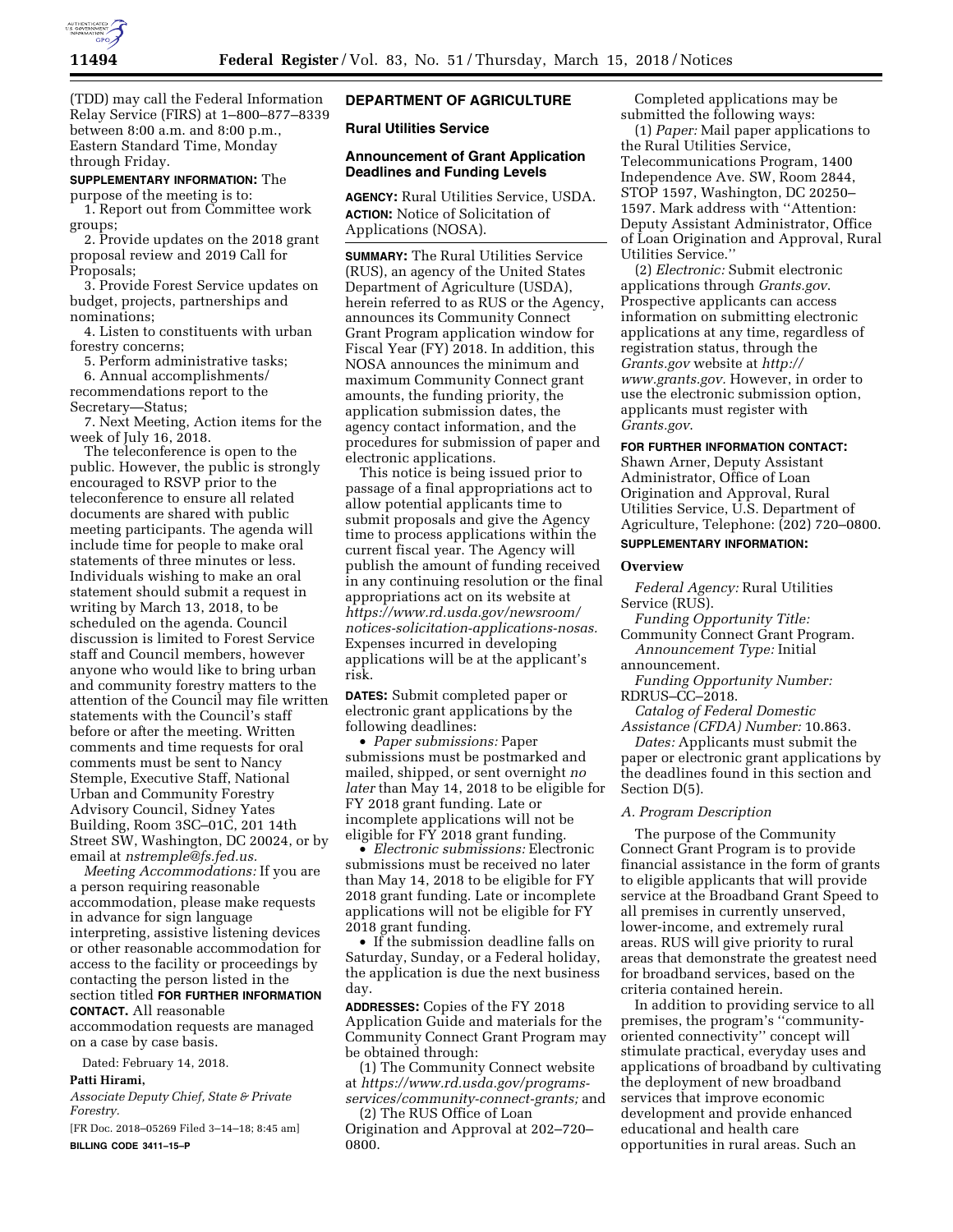(TDD) may call the Federal Information Relay Service (FIRS) at 1–800–877–8339 between 8:00 a.m. and 8:00 p.m., Eastern Standard Time, Monday through Friday.

**SUPPLEMENTARY INFORMATION:** The purpose of the meeting is to:

1. Report out from Committee work groups;
2. Provide updates on the 2018 grant proposal review and 2019 Call for Proposals;
3. Provide Forest Service updates on budget, projects, partnerships and nominations;
4. Listen to constituents with urban forestry concerns;
5. Perform administrative tasks;
6. Annual accomplishments/recommendations report to the Secretary—Status;
7. Next Meeting, Action items for the week of July 16, 2018.

The teleconference is open to the public. However, the public is strongly encouraged to RSVP prior to the teleconference to ensure all related documents are shared with public meeting participants. The agenda will include time for people to make oral statements of three minutes or less. Individuals wishing to make an oral statement should submit a request in writing by March 13, 2018, to be scheduled on the agenda. Council discussion is limited to Forest Service staff and Council members, however anyone who would like to bring urban and community forestry matters to the attention of the Council may file written statements with the Council's staff before or after the meeting. Written comments and time requests for oral comments must be sent to Nancy Stemple, Executive Staff, National Urban and Community Forestry Advisory Council, Sidney Yates Building, Room 3SC–01C, 201 14th Street SW, Washington, DC 20024, or by email at *nstremple@fs.fed.us.*

*Meeting Accommodations:* If you are a person requiring reasonable accommodation, please make requests in advance for sign language interpreting, assistive listening devices or other reasonable accommodation for access to the facility or proceedings by contacting the person listed in the section titled **FOR FURTHER INFORMATION CONTACT.** All reasonable accommodation requests are managed on a case by case basis.

Dated: February 14, 2018.

**Patti Hirami,**

*Associate Deputy Chief, State & Private Forestry.*

[FR Doc. 2018–05269 Filed 3–14–18; 8:45 am]

**BILLING CODE 3411–15–P**

## DEPARTMENT OF AGRICULTURE

### Rural Utilities Service

### Announcement of Grant Application Deadlines and Funding Levels

**AGENCY:** Rural Utilities Service, USDA.

**ACTION:** Notice of Solicitation of Applications (NOSA).

**SUMMARY:** The Rural Utilities Service (RUS), an agency of the United States Department of Agriculture (USDA), herein referred to as RUS or the Agency, announces its Community Connect Grant Program application window for Fiscal Year (FY) 2018. In addition, this NOSA announces the minimum and maximum Community Connect grant amounts, the funding priority, the application submission dates, the agency contact information, and the procedures for submission of paper and electronic applications.

This notice is being issued prior to passage of a final appropriations act to allow potential applicants time to submit proposals and give the Agency time to process applications within the current fiscal year. The Agency will publish the amount of funding received in any continuing resolution or the final appropriations act on its website at *https://www.rd.usda.gov/newsroom/notices-solicitation-applications-nosas.* Expenses incurred in developing applications will be at the applicant's risk.

**DATES:** Submit completed paper or electronic grant applications by the following deadlines:

- *Paper submissions:* Paper submissions must be postmarked and mailed, shipped, or sent overnight *no later* than May 14, 2018 to be eligible for FY 2018 grant funding. Late or incomplete applications will not be eligible for FY 2018 grant funding.
- *Electronic submissions:* Electronic submissions must be received no later than May 14, 2018 to be eligible for FY 2018 grant funding. Late or incomplete applications will not be eligible for FY 2018 grant funding.
- If the submission deadline falls on Saturday, Sunday, or a Federal holiday, the application is due the next business day.

**ADDRESSES:** Copies of the FY 2018 Application Guide and materials for the Community Connect Grant Program may be obtained through:

(1) The Community Connect website at *https://www.rd.usda.gov/programs-services/community-connect-grants;* and

(2) The RUS Office of Loan Origination and Approval at 202–720–0800.

Completed applications may be submitted the following ways:

(1) *Paper:* Mail paper applications to the Rural Utilities Service, Telecommunications Program, 1400 Independence Ave. SW, Room 2844, STOP 1597, Washington, DC 20250–1597. Mark address with ''Attention: Deputy Assistant Administrator, Office of Loan Origination and Approval, Rural Utilities Service.''

(2) *Electronic:* Submit electronic applications through *Grants.gov.* Prospective applicants can access information on submitting electronic applications at any time, regardless of registration status, through the *Grants.gov* website at *http://www.grants.gov.* However, in order to use the electronic submission option, applicants must register with *Grants.gov.*

**FOR FURTHER INFORMATION CONTACT:** Shawn Arner, Deputy Assistant Administrator, Office of Loan Origination and Approval, Rural Utilities Service, U.S. Department of Agriculture, Telephone: (202) 720–0800.

**SUPPLEMENTARY INFORMATION:**

**Overview**

*Federal Agency:* Rural Utilities Service (RUS).

*Funding Opportunity Title:* Community Connect Grant Program.

*Announcement Type:* Initial announcement.

*Funding Opportunity Number:* RDRUS–CC–2018.

*Catalog of Federal Domestic Assistance (CFDA) Number:* 10.863.

*Dates:* Applicants must submit the paper or electronic grant applications by the deadlines found in this section and Section D(5).

*A. Program Description*

The purpose of the Community Connect Grant Program is to provide financial assistance in the form of grants to eligible applicants that will provide service at the Broadband Grant Speed to all premises in currently unserved, lower-income, and extremely rural areas. RUS will give priority to rural areas that demonstrate the greatest need for broadband services, based on the criteria contained herein.

In addition to providing service to all premises, the program's ''community-oriented connectivity'' concept will stimulate practical, everyday uses and applications of broadband by cultivating the deployment of new broadband services that improve economic development and provide enhanced educational and health care opportunities in rural areas. Such an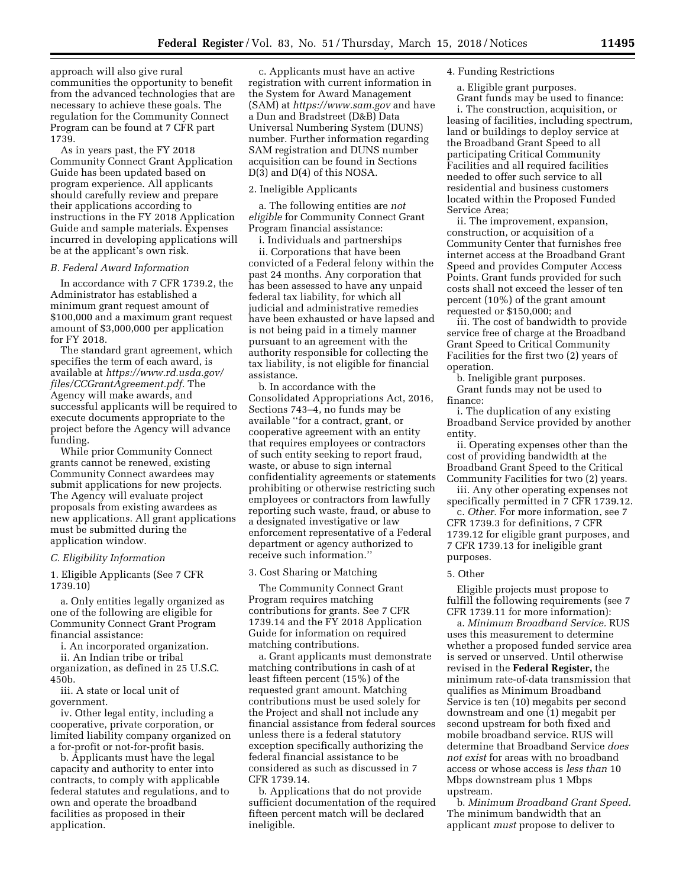approach will also give rural communities the opportunity to benefit from the advanced technologies that are necessary to achieve these goals. The regulation for the Community Connect Program can be found at 7 CFR part 1739.

As in years past, the FY 2018 Community Connect Grant Application Guide has been updated based on program experience. All applicants should carefully review and prepare their applications according to instructions in the FY 2018 Application Guide and sample materials. Expenses incurred in developing applications will be at the applicant's own risk.

### *B. Federal Award Information*

In accordance with 7 CFR 1739.2, the Administrator has established a minimum grant request amount of $100,000 and a maximum grant request amount of $3,000,000 per application for FY 2018.

The standard grant agreement, which specifies the term of each award, is available at *https://www.rd.usda.gov/files/CCGrantAgreement.pdf.* The Agency will make awards, and successful applicants will be required to execute documents appropriate to the project before the Agency will advance funding.

While prior Community Connect grants cannot be renewed, existing Community Connect awardees may submit applications for new projects. The Agency will evaluate project proposals from existing awardees as new applications. All grant applications must be submitted during the application window.

### *C. Eligibility Information*

1. Eligible Applicants (See 7 CFR 1739.10)

a. Only entities legally organized as one of the following are eligible for Community Connect Grant Program financial assistance:

i. An incorporated organization.

ii. An Indian tribe or tribal organization, as defined in 25 U.S.C. 450b.

iii. A state or local unit of government.

iv. Other legal entity, including a cooperative, private corporation, or limited liability company organized on a for-profit or not-for-profit basis.

b. Applicants must have the legal capacity and authority to enter into contracts, to comply with applicable federal statutes and regulations, and to own and operate the broadband facilities as proposed in their application.

c. Applicants must have an active registration with current information in the System for Award Management (SAM) at *https://www.sam.gov* and have a Dun and Bradstreet (D&B) Data Universal Numbering System (DUNS) number. Further information regarding SAM registration and DUNS number acquisition can be found in Sections D(3) and D(4) of this NOSA.

2. Ineligible Applicants

a. The following entities are *not eligible* for Community Connect Grant Program financial assistance:

i. Individuals and partnerships

ii. Corporations that have been convicted of a Federal felony within the past 24 months. Any corporation that has been assessed to have any unpaid federal tax liability, for which all judicial and administrative remedies have been exhausted or have lapsed and is not being paid in a timely manner pursuant to an agreement with the authority responsible for collecting the tax liability, is not eligible for financial assistance.

b. In accordance with the Consolidated Appropriations Act, 2016, Sections 743–4, no funds may be available "for a contract, grant, or cooperative agreement with an entity that requires employees or contractors of such entity seeking to report fraud, waste, or abuse to sign internal confidentiality agreements or statements prohibiting or otherwise restricting such employees or contractors from lawfully reporting such waste, fraud, or abuse to a designated investigative or law enforcement representative of a Federal department or agency authorized to receive such information."

3. Cost Sharing or Matching

The Community Connect Grant Program requires matching contributions for grants. See 7 CFR 1739.14 and the FY 2018 Application Guide for information on required matching contributions.

a. Grant applicants must demonstrate matching contributions in cash of at least fifteen percent (15%) of the requested grant amount. Matching contributions must be used solely for the Project and shall not include any financial assistance from federal sources unless there is a federal statutory exception specifically authorizing the federal financial assistance to be considered as such as discussed in 7 CFR 1739.14.

b. Applications that do not provide sufficient documentation of the required fifteen percent match will be declared ineligible.

4. Funding Restrictions

a. Eligible grant purposes.

Grant funds may be used to finance:

i. The construction, acquisition, or leasing of facilities, including spectrum, land or buildings to deploy service at the Broadband Grant Speed to all participating Critical Community Facilities and all required facilities needed to offer such service to all residential and business customers located within the Proposed Funded Service Area;

ii. The improvement, expansion, construction, or acquisition of a Community Center that furnishes free internet access at the Broadband Grant Speed and provides Computer Access Points. Grant funds provided for such costs shall not exceed the lesser of ten percent (10%) of the grant amount requested or $150,000; and

iii. The cost of bandwidth to provide service free of charge at the Broadband Grant Speed to Critical Community Facilities for the first two (2) years of operation.

b. Ineligible grant purposes.

Grant funds may not be used to finance:

i. The duplication of any existing Broadband Service provided by another entity.

ii. Operating expenses other than the cost of providing bandwidth at the Broadband Grant Speed to the Critical Community Facilities for two (2) years.

iii. Any other operating expenses not specifically permitted in 7 CFR 1739.12.

c. *Other.* For more information, see 7 CFR 1739.3 for definitions, 7 CFR 1739.12 for eligible grant purposes, and 7 CFR 1739.13 for ineligible grant purposes.

5. Other

Eligible projects must propose to fulfill the following requirements (see 7 CFR 1739.11 for more information):

a. *Minimum Broadband Service.* RUS uses this measurement to determine whether a proposed funded service area is served or unserved. Until otherwise revised in the **Federal Register,** the minimum rate-of-data transmission that qualifies as Minimum Broadband Service is ten (10) megabits per second downstream and one (1) megabit per second upstream for both fixed and mobile broadband service. RUS will determine that Broadband Service *does not exist* for areas with no broadband access or whose access is *less than* 10 Mbps downstream plus 1 Mbps upstream.

b. *Minimum Broadband Grant Speed.* The minimum bandwidth that an applicant *must* propose to deliver to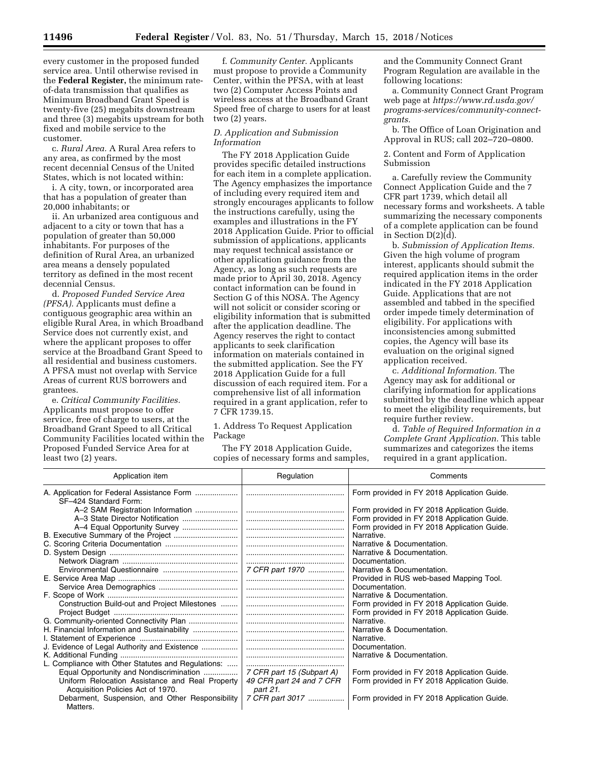every customer in the proposed funded service area. Until otherwise revised in the **Federal Register,** the minimum rate-of-data transmission that qualifies as Minimum Broadband Grant Speed is twenty-five (25) megabits downstream and three (3) megabits upstream for both fixed and mobile service to the customer.

c. *Rural Area.* A Rural Area refers to any area, as confirmed by the most recent decennial Census of the United States, which is not located within:

i. A city, town, or incorporated area that has a population of greater than 20,000 inhabitants; or

ii. An urbanized area contiguous and adjacent to a city or town that has a population of greater than 50,000 inhabitants. For purposes of the definition of Rural Area, an urbanized area means a densely populated territory as defined in the most recent decennial Census.

d. *Proposed Funded Service Area (PFSA).* Applicants must define a contiguous geographic area within an eligible Rural Area, in which Broadband Service does not currently exist, and where the applicant proposes to offer service at the Broadband Grant Speed to all residential and business customers. A PFSA must not overlap with Service Areas of current RUS borrowers and grantees.

e. *Critical Community Facilities.* Applicants must propose to offer service, free of charge to users, at the Broadband Grant Speed to all Critical Community Facilities located within the Proposed Funded Service Area for at least two (2) years.

f. *Community Center.* Applicants must propose to provide a Community Center, within the PFSA, with at least two (2) Computer Access Points and wireless access at the Broadband Grant Speed free of charge to users for at least two (2) years.

### *D. Application and Submission Information*

The FY 2018 Application Guide provides specific detailed instructions for each item in a complete application. The Agency emphasizes the importance of including every required item and strongly encourages applicants to follow the instructions carefully, using the examples and illustrations in the FY 2018 Application Guide. Prior to official submission of applications, applicants may request technical assistance or other application guidance from the Agency, as long as such requests are made prior to April 30, 2018. Agency contact information can be found in Section G of this NOSA. The Agency will not solicit or consider scoring or eligibility information that is submitted after the application deadline. The Agency reserves the right to contact applicants to seek clarification information on materials contained in the submitted application. See the FY 2018 Application Guide for a full discussion of each required item. For a comprehensive list of all information required in a grant application, refer to 7 CFR 1739.15.

1. Address To Request Application Package

The FY 2018 Application Guide, copies of necessary forms and samples, and the Community Connect Grant Program Regulation are available in the following locations:

a. Community Connect Grant Program web page at *https://www.rd.usda.gov/programs-services/community-connect-grants.*

b. The Office of Loan Origination and Approval in RUS; call 202–720–0800.

2. Content and Form of Application Submission

a. Carefully review the Community Connect Application Guide and the 7 CFR part 1739, which detail all necessary forms and worksheets. A table summarizing the necessary components of a complete application can be found in Section D(2)(d).

b. *Submission of Application Items.* Given the high volume of program interest, applicants should submit the required application items in the order indicated in the FY 2018 Application Guide. Applications that are not assembled and tabbed in the specified order impede timely determination of eligibility. For applications with inconsistencies among submitted copies, the Agency will base its evaluation on the original signed application received.

c. *Additional Information.* The Agency may ask for additional or clarifying information for applications submitted by the deadline which appear to meet the eligibility requirements, but require further review.

d. *Table of Required Information in a Complete Grant Application.* This table summarizes and categorizes the items required in a grant application.

| Application item | Regulation | Comments |
|---|---|---|
| A. Application for Federal Assistance Form SF–424 Standard Form: | | Form provided in FY 2018 Application Guide. |
| A–2 SAM Registration Information | | Form provided in FY 2018 Application Guide. |
| A–3 State Director Notification | | Form provided in FY 2018 Application Guide. |
| A–4 Equal Opportunity Survey | | Form provided in FY 2018 Application Guide. |
| B. Executive Summary of the Project | | Narrative. |
| C. Scoring Criteria Documentation | | Narrative & Documentation. |
| D. System Design | | Narrative & Documentation. |
| Network Diagram | | Documentation. |
| Environmental Questionnaire | *7 CFR part 1970* | Narrative & Documentation. |
| E. Service Area Map | | Provided in RUS web-based Mapping Tool. |
| Service Area Demographics | | Documentation. |
| F. Scope of Work | | Narrative & Documentation. |
| Construction Build-out and Project Milestones | | Form provided in FY 2018 Application Guide. |
| Project Budget | | Form provided in FY 2018 Application Guide. |
| G. Community-oriented Connectivity Plan | | Narrative. |
| H. Financial Information and Sustainability | | Narrative & Documentation. |
| I. Statement of Experience | | Narrative. |
| J. Evidence of Legal Authority and Existence | | Documentation. |
| K. Additional Funding | | Narrative & Documentation. |
| L. Compliance with Other Statutes and Regulations: | | |
| Equal Opportunity and Nondiscrimination | *7 CFR part 15 (Subpart A)* | Form provided in FY 2018 Application Guide. |
| Uniform Relocation Assistance and Real Property Acquisition Policies Act of 1970. | *49 CFR part 24 and 7 CFR part 21.* | Form provided in FY 2018 Application Guide. |
| Debarment, Suspension, and Other Responsibility Matters. | *7 CFR part 3017* | Form provided in FY 2018 Application Guide. |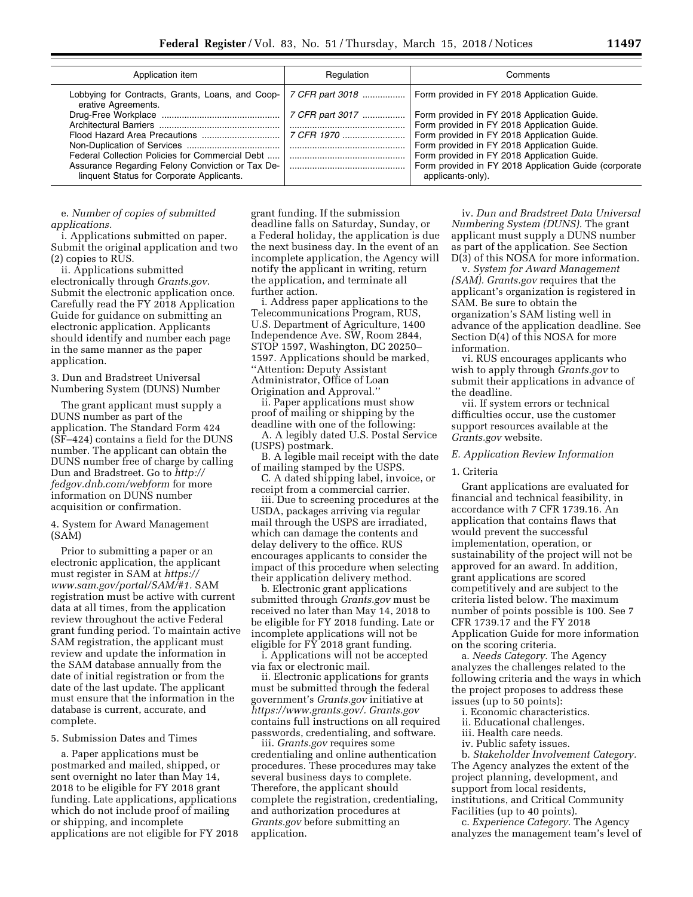| Application item | Regulation | Comments |
|---|---|---|
| Lobbying for Contracts, Grants, Loans, and Cooperative Agreements. | 7 CFR part 3018 | Form provided in FY 2018 Application Guide. |
| Drug-Free Workplace | 7 CFR part 3017 | Form provided in FY 2018 Application Guide. |
| Architectural Barriers | | Form provided in FY 2018 Application Guide. |
| Flood Hazard Area Precautions | 7 CFR 1970 | Form provided in FY 2018 Application Guide. |
| Non-Duplication of Services | | Form provided in FY 2018 Application Guide. |
| Federal Collection Policies for Commercial Debt | | Form provided in FY 2018 Application Guide. |
| Assurance Regarding Felony Conviction or Tax Delinquent Status for Corporate Applicants. | | Form provided in FY 2018 Application Guide (corporate applicants-only). |

e. *Number of copies of submitted applications.*

i. Applications submitted on paper. Submit the original application and two (2) copies to RUS.

ii. Applications submitted electronically through *Grants.gov*. Submit the electronic application once. Carefully read the FY 2018 Application Guide for guidance on submitting an electronic application. Applicants should identify and number each page in the same manner as the paper application.

3. Dun and Bradstreet Universal Numbering System (DUNS) Number

The grant applicant must supply a DUNS number as part of the application. The Standard Form 424 (SF–424) contains a field for the DUNS number. The applicant can obtain the DUNS number free of charge by calling Dun and Bradstreet. Go to *http://fedgov.dnb.com/webform* for more information on DUNS number acquisition or confirmation.

4. System for Award Management (SAM)

Prior to submitting a paper or an electronic application, the applicant must register in SAM at *https://www.sam.gov/portal/SAM/#1.* SAM registration must be active with current data at all times, from the application review throughout the active Federal grant funding period. To maintain active SAM registration, the applicant must review and update the information in the SAM database annually from the date of initial registration or from the date of the last update. The applicant must ensure that the information in the database is current, accurate, and complete.

5. Submission Dates and Times

a. Paper applications must be postmarked and mailed, shipped, or sent overnight no later than May 14, 2018 to be eligible for FY 2018 grant funding. Late applications, applications which do not include proof of mailing or shipping, and incomplete applications are not eligible for FY 2018 grant funding. If the submission deadline falls on Saturday, Sunday, or a Federal holiday, the application is due the next business day. In the event of an incomplete application, the Agency will notify the applicant in writing, return the application, and terminate all further action.

i. Address paper applications to the Telecommunications Program, RUS, U.S. Department of Agriculture, 1400 Independence Ave. SW, Room 2844, STOP 1597, Washington, DC 20250–1597. Applications should be marked, ''Attention: Deputy Assistant Administrator, Office of Loan Origination and Approval.''

ii. Paper applications must show proof of mailing or shipping by the deadline with one of the following:

A. A legibly dated U.S. Postal Service (USPS) postmark.

B. A legible mail receipt with the date of mailing stamped by the USPS.

C. A dated shipping label, invoice, or receipt from a commercial carrier.

iii. Due to screening procedures at the USDA, packages arriving via regular mail through the USPS are irradiated, which can damage the contents and delay delivery to the office. RUS encourages applicants to consider the impact of this procedure when selecting their application delivery method.

b. Electronic grant applications submitted through *Grants.gov* must be received no later than May 14, 2018 to be eligible for FY 2018 funding. Late or incomplete applications will not be eligible for FY 2018 grant funding.

i. Applications will not be accepted via fax or electronic mail.

ii. Electronic applications for grants must be submitted through the federal government's *Grants.gov* initiative at *https://www.grants.gov/. Grants.gov* contains full instructions on all required passwords, credentialing, and software.

iii. *Grants.gov* requires some credentialing and online authentication procedures. These procedures may take several business days to complete. Therefore, the applicant should complete the registration, credentialing, and authorization procedures at *Grants.gov* before submitting an application.

iv. *Dun and Bradstreet Data Universal Numbering System (DUNS).* The grant applicant must supply a DUNS number as part of the application. See Section D(3) of this NOSA for more information.

v. *System for Award Management (SAM). Grants.gov* requires that the applicant's organization is registered in SAM. Be sure to obtain the organization's SAM listing well in advance of the application deadline. See Section D(4) of this NOSA for more information.

vi. RUS encourages applicants who wish to apply through *Grants.gov* to submit their applications in advance of the deadline.

vii. If system errors or technical difficulties occur, use the customer support resources available at the *Grants.gov* website.

*E. Application Review Information*

1. Criteria

Grant applications are evaluated for financial and technical feasibility, in accordance with 7 CFR 1739.16. An application that contains flaws that would prevent the successful implementation, operation, or sustainability of the project will not be approved for an award. In addition, grant applications are scored competitively and are subject to the criteria listed below. The maximum number of points possible is 100. See 7 CFR 1739.17 and the FY 2018 Application Guide for more information on the scoring criteria.

a. *Needs Category.* The Agency analyzes the challenges related to the following criteria and the ways in which the project proposes to address these issues (up to 50 points):

i. Economic characteristics.

ii. Educational challenges.

iii. Health care needs.

iv. Public safety issues.

b. *Stakeholder Involvement Category.* The Agency analyzes the extent of the project planning, development, and support from local residents, institutions, and Critical Community Facilities (up to 40 points).

c. *Experience Category.* The Agency analyzes the management team's level of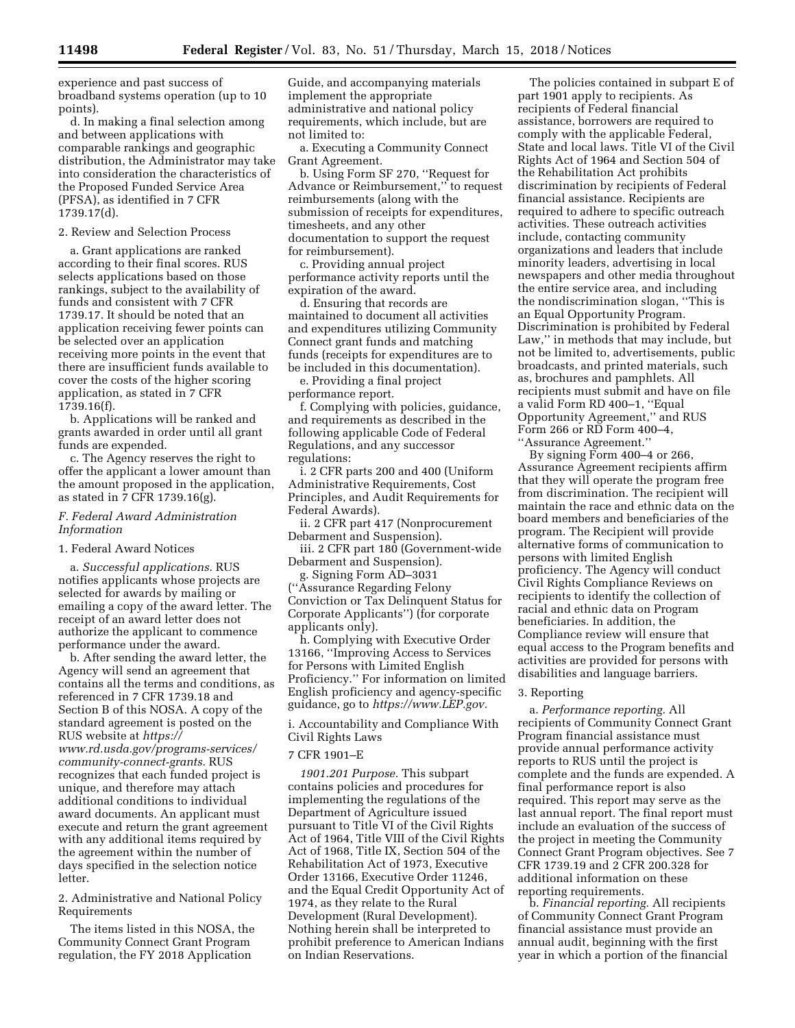experience and past success of broadband systems operation (up to 10 points).

d. In making a final selection among and between applications with comparable rankings and geographic distribution, the Administrator may take into consideration the characteristics of the Proposed Funded Service Area (PFSA), as identified in 7 CFR 1739.17(d).

2. Review and Selection Process

a. Grant applications are ranked according to their final scores. RUS selects applications based on those rankings, subject to the availability of funds and consistent with 7 CFR 1739.17. It should be noted that an application receiving fewer points can be selected over an application receiving more points in the event that there are insufficient funds available to cover the costs of the higher scoring application, as stated in 7 CFR 1739.16(f).

b. Applications will be ranked and grants awarded in order until all grant funds are expended.

c. The Agency reserves the right to offer the applicant a lower amount than the amount proposed in the application, as stated in 7 CFR 1739.16(g).

### *F. Federal Award Administration Information*

1. Federal Award Notices

a. *Successful applications.* RUS notifies applicants whose projects are selected for awards by mailing or emailing a copy of the award letter. The receipt of an award letter does not authorize the applicant to commence performance under the award.

b. After sending the award letter, the Agency will send an agreement that contains all the terms and conditions, as referenced in 7 CFR 1739.18 and Section B of this NOSA. A copy of the standard agreement is posted on the RUS website at *https://www.rd.usda.gov/programs-services/community-connect-grants.* RUS recognizes that each funded project is unique, and therefore may attach additional conditions to individual award documents. An applicant must execute and return the grant agreement with any additional items required by the agreement within the number of days specified in the selection notice letter.

2. Administrative and National Policy Requirements

The items listed in this NOSA, the Community Connect Grant Program regulation, the FY 2018 Application Guide, and accompanying materials implement the appropriate administrative and national policy requirements, which include, but are not limited to:

a. Executing a Community Connect Grant Agreement.

b. Using Form SF 270, ''Request for Advance or Reimbursement,'' to request reimbursements (along with the submission of receipts for expenditures, timesheets, and any other documentation to support the request for reimbursement).

c. Providing annual project performance activity reports until the expiration of the award.

d. Ensuring that records are maintained to document all activities and expenditures utilizing Community Connect grant funds and matching funds (receipts for expenditures are to be included in this documentation).

e. Providing a final project performance report.

f. Complying with policies, guidance, and requirements as described in the following applicable Code of Federal Regulations, and any successor regulations:

i. 2 CFR parts 200 and 400 (Uniform Administrative Requirements, Cost Principles, and Audit Requirements for Federal Awards).

ii. 2 CFR part 417 (Nonprocurement Debarment and Suspension).

iii. 2 CFR part 180 (Government-wide Debarment and Suspension).

g. Signing Form AD–3031 (''Assurance Regarding Felony Conviction or Tax Delinquent Status for Corporate Applicants'') (for corporate applicants only).

h. Complying with Executive Order 13166, ''Improving Access to Services for Persons with Limited English Proficiency.'' For information on limited English proficiency and agency-specific guidance, go to *https://www.LEP.gov.*

i. Accountability and Compliance With Civil Rights Laws

7 CFR 1901–E

*1901.201 Purpose.* This subpart contains policies and procedures for implementing the regulations of the Department of Agriculture issued pursuant to Title VI of the Civil Rights Act of 1964, Title VIII of the Civil Rights Act of 1968, Title IX, Section 504 of the Rehabilitation Act of 1973, Executive Order 13166, Executive Order 11246, and the Equal Credit Opportunity Act of 1974, as they relate to the Rural Development (Rural Development). Nothing herein shall be interpreted to prohibit preference to American Indians on Indian Reservations.

The policies contained in subpart E of part 1901 apply to recipients. As recipients of Federal financial assistance, borrowers are required to comply with the applicable Federal, State and local laws. Title VI of the Civil Rights Act of 1964 and Section 504 of the Rehabilitation Act prohibits discrimination by recipients of Federal financial assistance. Recipients are required to adhere to specific outreach activities. These outreach activities include, contacting community organizations and leaders that include minority leaders, advertising in local newspapers and other media throughout the entire service area, and including the nondiscrimination slogan, ''This is an Equal Opportunity Program. Discrimination is prohibited by Federal Law,'' in methods that may include, but not be limited to, advertisements, public broadcasts, and printed materials, such as, brochures and pamphlets. All recipients must submit and have on file a valid Form RD 400–1, ''Equal Opportunity Agreement,'' and RUS Form 266 or RD Form 400–4, ''Assurance Agreement.''

By signing Form 400–4 or 266, Assurance Agreement recipients affirm that they will operate the program free from discrimination. The recipient will maintain the race and ethnic data on the board members and beneficiaries of the program. The Recipient will provide alternative forms of communication to persons with limited English proficiency. The Agency will conduct Civil Rights Compliance Reviews on recipients to identify the collection of racial and ethnic data on Program beneficiaries. In addition, the Compliance review will ensure that equal access to the Program benefits and activities are provided for persons with disabilities and language barriers.

3. Reporting

a. *Performance reporting.* All recipients of Community Connect Grant Program financial assistance must provide annual performance activity reports to RUS until the project is complete and the funds are expended. A final performance report is also required. This report may serve as the last annual report. The final report must include an evaluation of the success of the project in meeting the Community Connect Grant Program objectives. See 7 CFR 1739.19 and 2 CFR 200.328 for additional information on these reporting requirements.

b. *Financial reporting.* All recipients of Community Connect Grant Program financial assistance must provide an annual audit, beginning with the first year in which a portion of the financial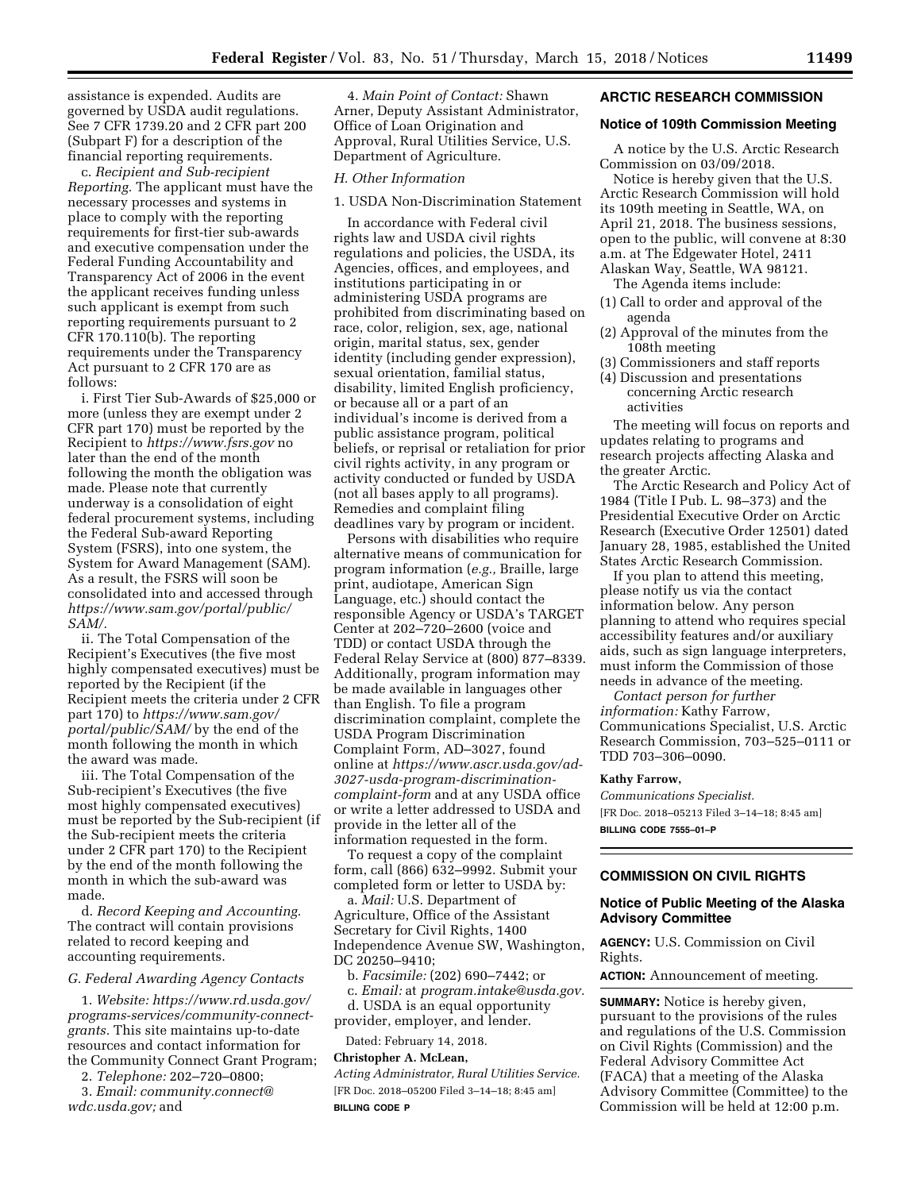assistance is expended. Audits are governed by USDA audit regulations. See 7 CFR 1739.20 and 2 CFR part 200 (Subpart F) for a description of the financial reporting requirements.

c. *Recipient and Sub-recipient Reporting.* The applicant must have the necessary processes and systems in place to comply with the reporting requirements for first-tier sub-awards and executive compensation under the Federal Funding Accountability and Transparency Act of 2006 in the event the applicant receives funding unless such applicant is exempt from such reporting requirements pursuant to 2 CFR 170.110(b). The reporting requirements under the Transparency Act pursuant to 2 CFR 170 are as follows:

i. First Tier Sub-Awards of $25,000 or more (unless they are exempt under 2 CFR part 170) must be reported by the Recipient to *https://www.fsrs.gov* no later than the end of the month following the month the obligation was made. Please note that currently underway is a consolidation of eight federal procurement systems, including the Federal Sub-award Reporting System (FSRS), into one system, the System for Award Management (SAM). As a result, the FSRS will soon be consolidated into and accessed through *https://www.sam.gov/portal/public/SAM/.*

ii. The Total Compensation of the Recipient's Executives (the five most highly compensated executives) must be reported by the Recipient (if the Recipient meets the criteria under 2 CFR part 170) to *https://www.sam.gov/portal/public/SAM/* by the end of the month following the month in which the award was made.

iii. The Total Compensation of the Sub-recipient's Executives (the five most highly compensated executives) must be reported by the Sub-recipient (if the Sub-recipient meets the criteria under 2 CFR part 170) to the Recipient by the end of the month following the month in which the sub-award was made.

d. *Record Keeping and Accounting.* The contract will contain provisions related to record keeping and accounting requirements.

*G. Federal Awarding Agency Contacts*

1. *Website: https://www.rd.usda.gov/programs-services/community-connect-grants.* This site maintains up-to-date resources and contact information for the Community Connect Grant Program;

2. *Telephone:* 202–720–0800;

3. *Email: community.connect@wdc.usda.gov;* and

4. *Main Point of Contact:* Shawn Arner, Deputy Assistant Administrator, Office of Loan Origination and Approval, Rural Utilities Service, U.S. Department of Agriculture.

*H. Other Information*

1. USDA Non-Discrimination Statement

In accordance with Federal civil rights law and USDA civil rights regulations and policies, the USDA, its Agencies, offices, and employees, and institutions participating in or administering USDA programs are prohibited from discriminating based on race, color, religion, sex, age, national origin, marital status, sex, gender identity (including gender expression), sexual orientation, familial status, disability, limited English proficiency, or because all or a part of an individual's income is derived from a public assistance program, political beliefs, or reprisal or retaliation for prior civil rights activity, in any program or activity conducted or funded by USDA (not all bases apply to all programs). Remedies and complaint filing deadlines vary by program or incident.

Persons with disabilities who require alternative means of communication for program information (*e.g.,* Braille, large print, audiotape, American Sign Language, etc.) should contact the responsible Agency or USDA's TARGET Center at 202–720–2600 (voice and TDD) or contact USDA through the Federal Relay Service at (800) 877–8339. Additionally, program information may be made available in languages other than English. To file a program discrimination complaint, complete the USDA Program Discrimination Complaint Form, AD–3027, found online at *https://www.ascr.usda.gov/ad-3027-usda-program-discrimination-complaint-form* and at any USDA office or write a letter addressed to USDA and provide in the letter all of the information requested in the form.

To request a copy of the complaint form, call (866) 632–9992. Submit your completed form or letter to USDA by:

a. *Mail:* U.S. Department of Agriculture, Office of the Assistant Secretary for Civil Rights, 1400 Independence Avenue SW, Washington, DC 20250–9410;

b. *Facsimile:* (202) 690–7442; or

c. *Email:* at *program.intake@usda.gov.*

d. USDA is an equal opportunity provider, employer, and lender.

Dated: February 14, 2018.

**Christopher A. McLean,**

*Acting Administrator, Rural Utilities Service.*

[FR Doc. 2018–05200 Filed 3–14–18; 8:45 am]

**BILLING CODE P**

## ARCTIC RESEARCH COMMISSION

### Notice of 109th Commission Meeting

A notice by the U.S. Arctic Research Commission on 03/09/2018.

Notice is hereby given that the U.S. Arctic Research Commission will hold its 109th meeting in Seattle, WA, on April 21, 2018. The business sessions, open to the public, will convene at 8:30 a.m. at The Edgewater Hotel, 2411 Alaskan Way, Seattle, WA 98121.

The Agenda items include:

(1) Call to order and approval of the agenda
(2) Approval of the minutes from the 108th meeting
(3) Commissioners and staff reports
(4) Discussion and presentations concerning Arctic research activities

The meeting will focus on reports and updates relating to programs and research projects affecting Alaska and the greater Arctic.

The Arctic Research and Policy Act of 1984 (Title I Pub. L. 98–373) and the Presidential Executive Order on Arctic Research (Executive Order 12501) dated January 28, 1985, established the United States Arctic Research Commission.

If you plan to attend this meeting, please notify us via the contact information below. Any person planning to attend who requires special accessibility features and/or auxiliary aids, such as sign language interpreters, must inform the Commission of those needs in advance of the meeting.

*Contact person for further information:* Kathy Farrow, Communications Specialist, U.S. Arctic Research Commission, 703–525–0111 or TDD 703–306–0090.

**Kathy Farrow,**

*Communications Specialist.*

[FR Doc. 2018–05213 Filed 3–14–18; 8:45 am]

**BILLING CODE 7555–01–P**

## COMMISSION ON CIVIL RIGHTS

### Notice of Public Meeting of the Alaska Advisory Committee

**AGENCY:** U.S. Commission on Civil Rights.

**ACTION:** Announcement of meeting.

**SUMMARY:** Notice is hereby given, pursuant to the provisions of the rules and regulations of the U.S. Commission on Civil Rights (Commission) and the Federal Advisory Committee Act (FACA) that a meeting of the Alaska Advisory Committee (Committee) to the Commission will be held at 12:00 p.m.